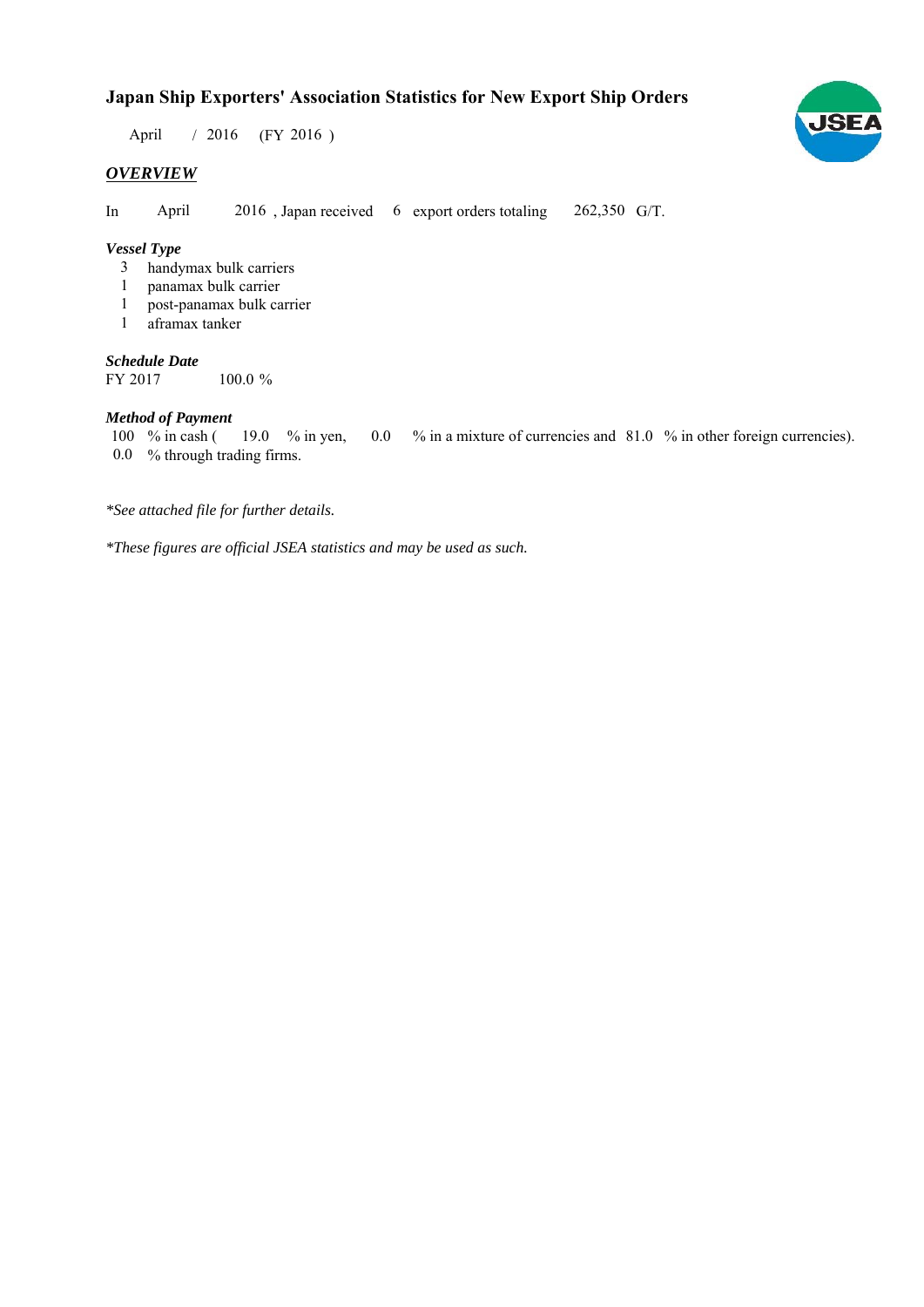# Japan Ship Exporters' Association Statistics for New Export Ship Orders

April / 2016 (FY 2016 )

## *OVERVIEW*

In April 2016 , Japan received 6 export orders totaling 262,350 G/T.

### *Vessel Type*

3 handymax bulk carriers
1 panamax bulk carrier
1 post-panamax bulk carrier
1 aframax tanker

### *Schedule Date*

FY 2017 100.0 %

### *Method of Payment*

100 % in cash ( 19.0 % in yen, 0.0 % in a mixture of currencies and 81.0 % in other foreign currencies).
0.0 % through trading firms.

*\*See attached file for further details.*

*\*These figures are official JSEA statistics and may be used as such.*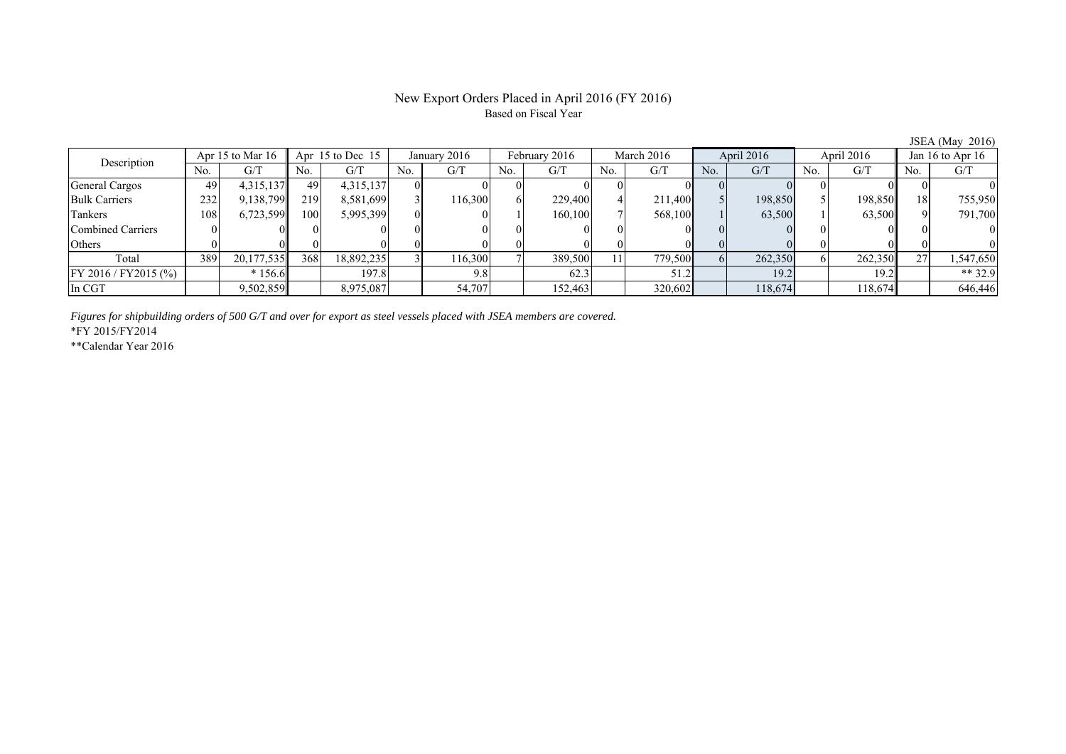# New Export Orders Placed in April 2016 (FY 2016)

Based on Fiscal Year

JSEA (May 2016)

| Description | Apr 15 to Mar 16 | | Apr 15 to Dec 15 | | January 2016 | | February 2016 | | March 2016 | | April 2016 | | April 2016 | | Jan 16 to Apr 16 | |
|---|---|---|---|---|---|---|---|---|---|---|---|---|---|---|---|---|
| | No. | G/T | No. | G/T | No. | G/T | No. | G/T | No. | G/T | No. | G/T | No. | G/T | No. | G/T |
| General Cargos | 49 | 4,315,137 | 49 | 4,315,137 | 0 | 0 | 0 | 0 | 0 | 0 | 0 | 0 | 0 | 0 | 0 | 0 |
| Bulk Carriers | 232 | 9,138,799 | 219 | 8,581,699 | 3 | 116,300 | 6 | 229,400 | 4 | 211,400 | 5 | 198,850 | 5 | 198,850 | 18 | 755,950 |
| Tankers | 108 | 6,723,599 | 100 | 5,995,399 | 0 | 0 | 1 | 160,100 | 7 | 568,100 | 1 | 63,500 | 1 | 63,500 | 9 | 791,700 |
| Combined Carriers | 0 | 0 | 0 | 0 | 0 | 0 | 0 | 0 | 0 | 0 | 0 | 0 | 0 | 0 | 0 | 0 |
| Others | 0 | 0 | 0 | 0 | 0 | 0 | 0 | 0 | 0 | 0 | 0 | 0 | 0 | 0 | 0 | 0 |
| Total | 389 | 20,177,535 | 368 | 18,892,235 | 3 | 116,300 | 7 | 389,500 | 11 | 779,500 | 6 | 262,350 | 6 | 262,350 | 27 | 1,547,650 |
| FY 2016 / FY2015 (%) | | * 156.6 | | 197.8 | | 9.8 | | 62.3 | | 51.2 | | 19.2 | | 19.2 | | ** 32.9 |
| In CGT | | 9,502,859 | | 8,975,087 | | 54,707 | | 152,463 | | 320,602 | | 118,674 | | 118,674 | | 646,446 |

*Figures for shipbuilding orders of 500 G/T and over for export as steel vessels placed with JSEA members are covered.*

*FY 2015/FY2014

**Calendar Year 2016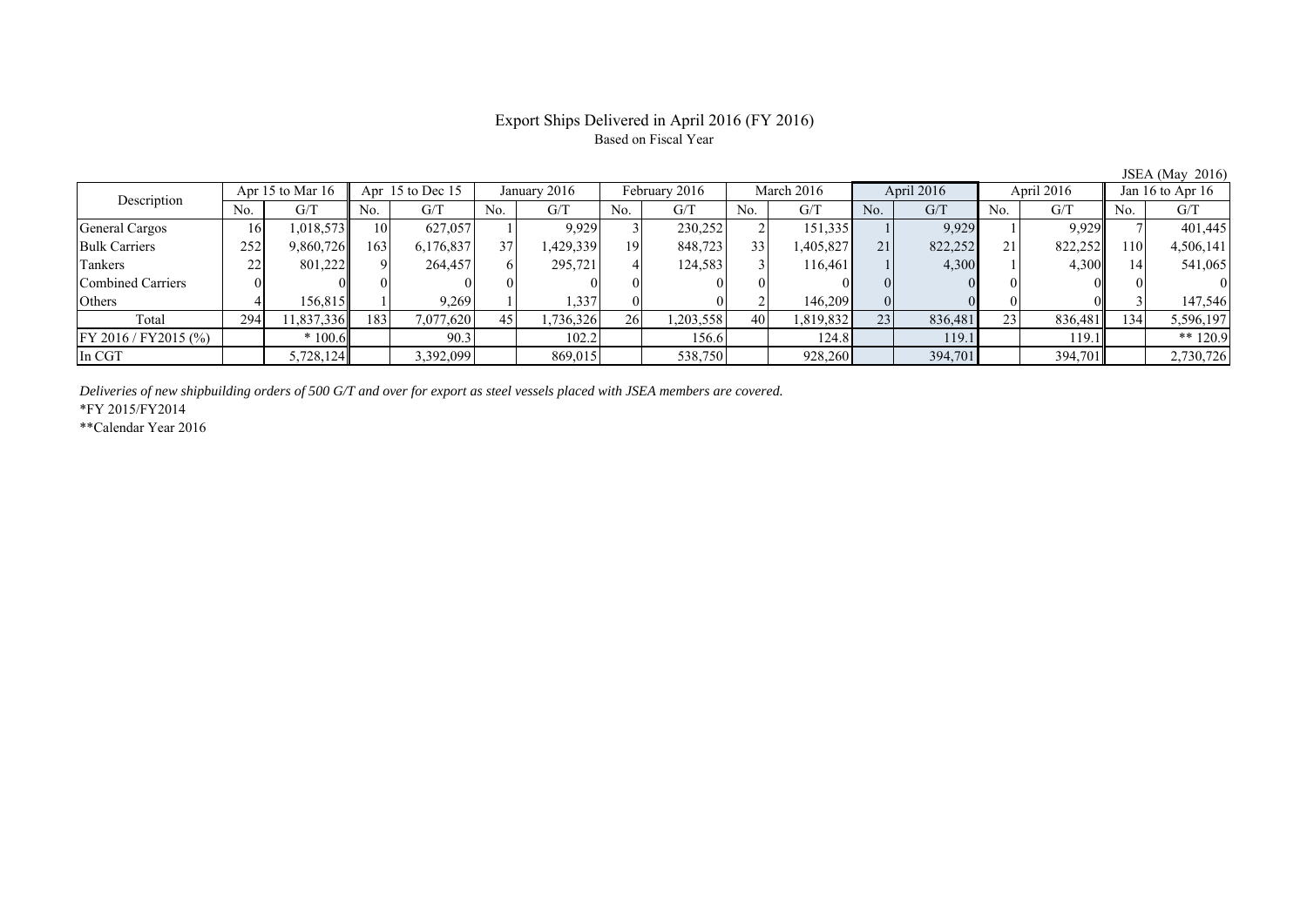# Export Ships Delivered in April 2016 (FY 2016)

Based on Fiscal Year

JSEA (May 2016)

| Description | Apr 15 to Mar 16 | | Apr 15 to Dec 15 | | January 2016 | | February 2016 | | March 2016 | | April 2016 | | April 2016 | | Jan 16 to Apr 16 | |
|---|---|---|---|---|---|---|---|---|---|---|---|---|---|---|---|---|
| | No. | G/T | No. | G/T | No. | G/T | No. | G/T | No. | G/T | No. | G/T | No. | G/T | No. | G/T |
| General Cargos | 16 | 1,018,573 | 10 | 627,057 | 1 | 9,929 | 3 | 230,252 | 2 | 151,335 | 1 | 9,929 | 1 | 9,929 | 7 | 401,445 |
| Bulk Carriers | 252 | 9,860,726 | 163 | 6,176,837 | 37 | 1,429,339 | 19 | 848,723 | 33 | 1,405,827 | 21 | 822,252 | 21 | 822,252 | 110 | 4,506,141 |
| Tankers | 22 | 801,222 | 9 | 264,457 | 6 | 295,721 | 4 | 124,583 | 3 | 116,461 | 1 | 4,300 | 1 | 4,300 | 14 | 541,065 |
| Combined Carriers | 0 | 0 | 0 | 0 | 0 | 0 | 0 | 0 | 0 | 0 | 0 | 0 | 0 | 0 | 0 | 0 |
| Others | 4 | 156,815 | 1 | 9,269 | 1 | 1,337 | 0 | 0 | 2 | 146,209 | 0 | 0 | 0 | 0 | 3 | 147,546 |
| Total | 294 | 11,837,336 | 183 | 7,077,620 | 45 | 1,736,326 | 26 | 1,203,558 | 40 | 1,819,832 | 23 | 836,481 | 23 | 836,481 | 134 | 5,596,197 |
| FY 2016 / FY2015 (%) | | * 100.6 | | 90.3 | | 102.2 | | 156.6 | | 124.8 | | 119.1 | | 119.1 | | ** 120.9 |
| In CGT | | 5,728,124 | | 3,392,099 | | 869,015 | | 538,750 | | 928,260 | | 394,701 | | 394,701 | | 2,730,726 |

*Deliveries of new shipbuilding orders of 500 G/T and over for export as steel vessels placed with JSEA members are covered.*

*FY 2015/FY2014

**Calendar Year 2016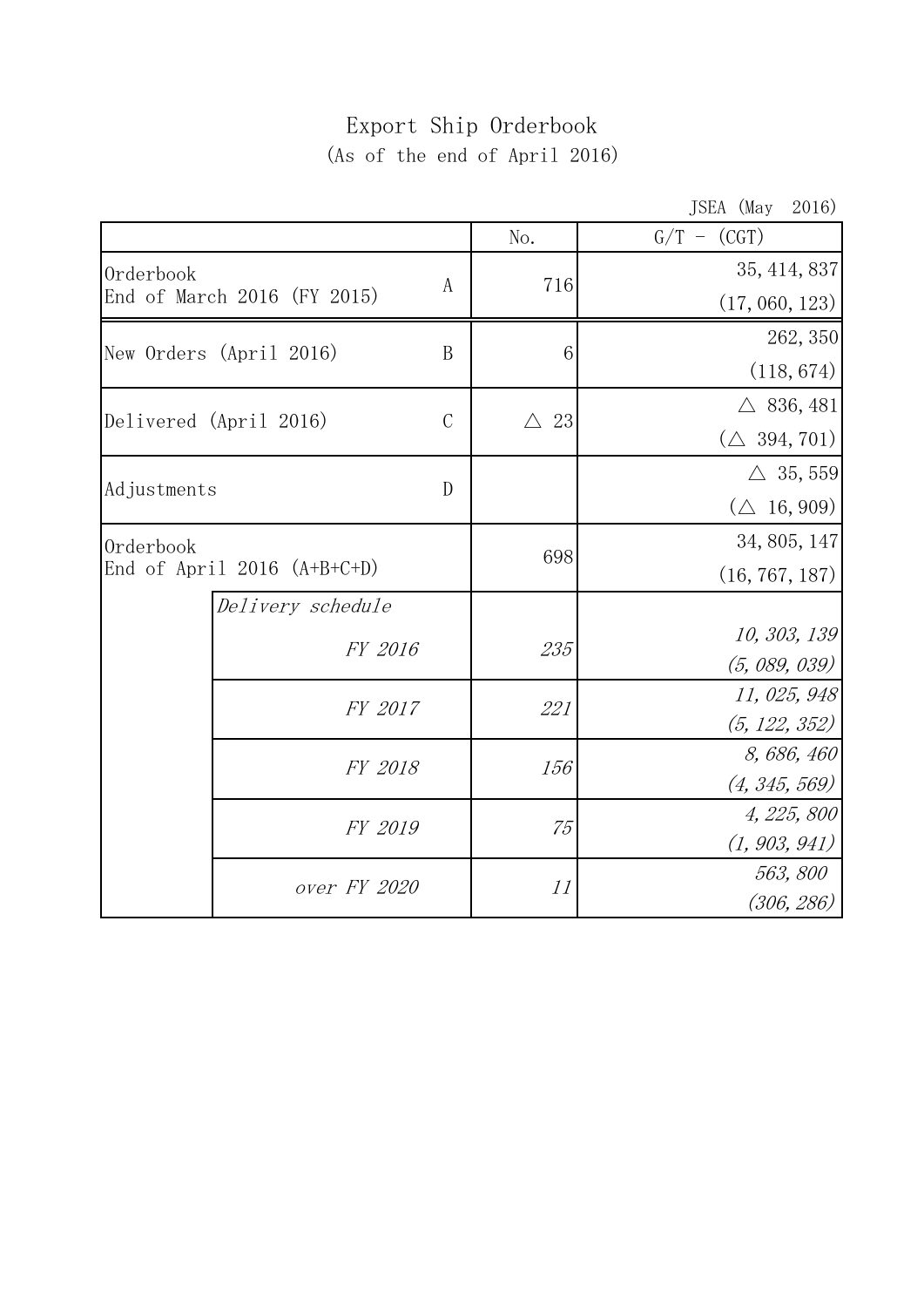# Export Ship Orderbook

(As of the end of April 2016)

JSEA (May 2016)

| | | | No. | G/T - (CGT) |
|---|---|---|---|---|
| Orderbook<br>End of March 2016 (FY 2015) | | A | 716 | 35, 414, 837<br>(17, 060, 123) |
| New Orders (April 2016) | | B | 6 | 262, 350<br>(118, 674) |
| Delivered (April 2016) | | C | △ 23 | △ 836, 481<br>(△ 394, 701) |
| Adjustments | | D | | △ 35, 559<br>(△ 16, 909) |
| Orderbook<br>End of April 2016 (A+B+C+D) | | | 698 | 34, 805, 147<br>(16, 767, 187) |
| | *Delivery schedule*<br>*FY 2016* | | *235* | *10, 303, 139*<br>*(5, 089, 039)* |
| | *FY 2017* | | *221* | *11, 025, 948*<br>*(5, 122, 352)* |
| | *FY 2018* | | *156* | *8, 686, 460*<br>*(4, 345, 569)* |
| | *FY 2019* | | *75* | *4, 225, 800*<br>*(1, 903, 941)* |
| | *over FY 2020* | | *11* | *563, 800*<br>*(306, 286)* |